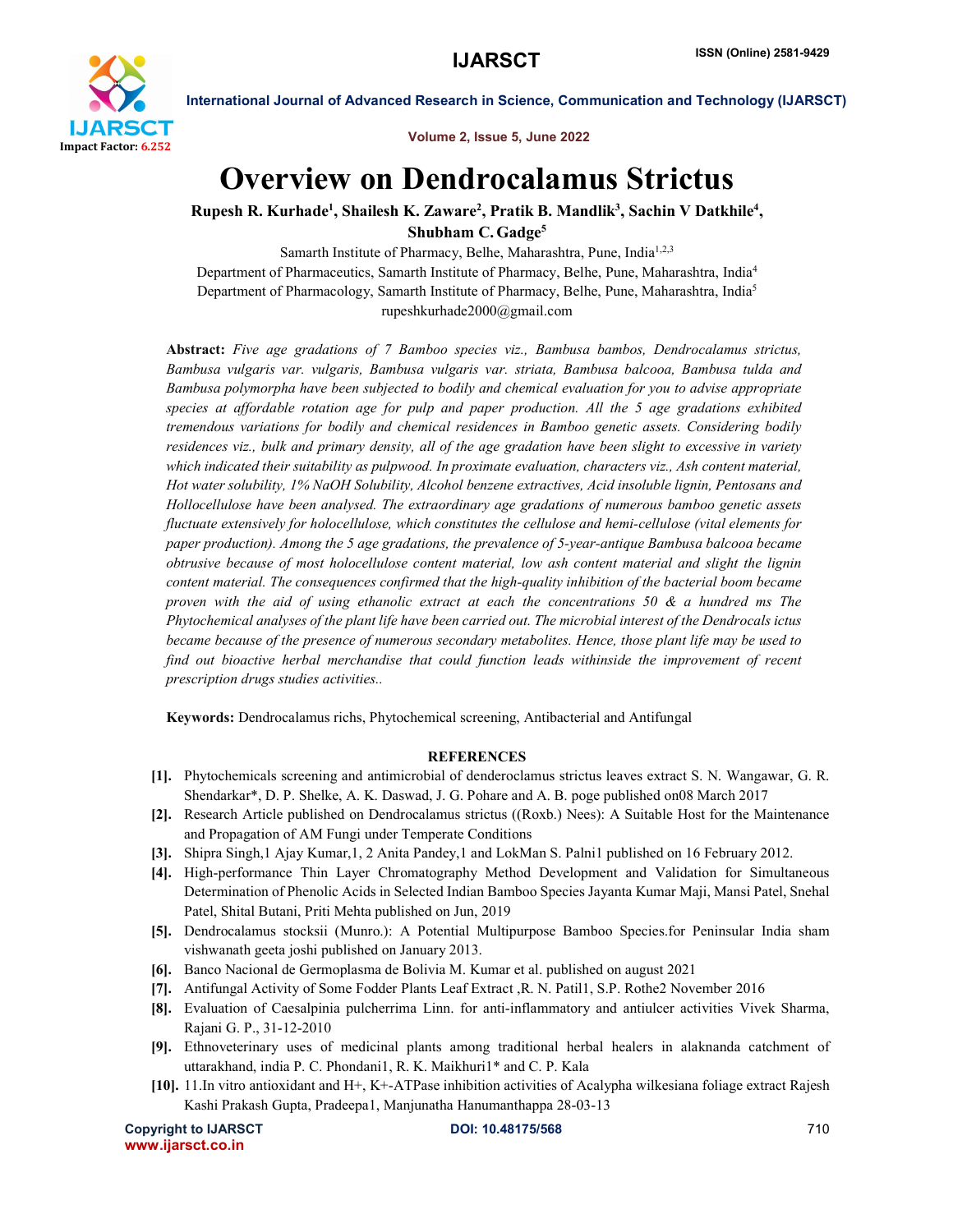# Overview on Dendrocalamus Strictus

**Rupesh R. Kurhade[1], Shailesh K. Zaware[2], Pratik B. Mandlik[3], Sachin V Datkhile[4], Shubham C. Gadge[5]**

Samarth Institute of Pharmacy, Belhe, Maharashtra, Pune, India[1,2,3]
Department of Pharmaceutics, Samarth Institute of Pharmacy, Belhe, Pune, Maharashtra, India[4]
Department of Pharmacology, Samarth Institute of Pharmacy, Belhe, Pune, Maharashtra, India[5]
rupeshkurhade2000@gmail.com

**Abstract:** *Five age gradations of 7 Bamboo species viz., Bambusa bambos, Dendrocalamus strictus, Bambusa vulgaris var. vulgaris, Bambusa vulgaris var. striata, Bambusa balcooa, Bambusa tulda and Bambusa polymorpha have been subjected to bodily and chemical evaluation for you to advise appropriate species at affordable rotation age for pulp and paper production. All the 5 age gradations exhibited tremendous variations for bodily and chemical residences in Bamboo genetic assets. Considering bodily residences viz., bulk and primary density, all of the age gradation have been slight to excessive in variety which indicated their suitability as pulpwood. In proximate evaluation, characters viz., Ash content material, Hot water solubility, 1% NaOH Solubility, Alcohol benzene extractives, Acid insoluble lignin, Pentosans and Hollocellulose have been analysed. The extraordinary age gradations of numerous bamboo genetic assets fluctuate extensively for holocellulose, which constitutes the cellulose and hemi-cellulose (vital elements for paper production). Among the 5 age gradations, the prevalence of 5-year-antique Bambusa balcooa became obtrusive because of most holocellulose content material, low ash content material and slight the lignin content material. The consequences confirmed that the high-quality inhibition of the bacterial boom became proven with the aid of using ethanolic extract at each the concentrations 50 & a hundred ms The Phytochemical analyses of the plant life have been carried out. The microbial interest of the Dendrocals ictus became because of the presence of numerous secondary metabolites. Hence, those plant life may be used to find out bioactive herbal merchandise that could function leads withinside the improvement of recent prescription drugs studies activities..*

**Keywords:** Dendrocalamus richs, Phytochemical screening, Antibacterial and Antifungal

## REFERENCES

[1]. Phytochemicals screening and antimicrobial of denderoclamus strictus leaves extract S. N. Wangawar, G. R. Shendarkar*, D. P. Shelke, A. K. Daswad, J. G. Pohare and A. B. poge published on08 March 2017

[2]. Research Article published on Dendrocalamus strictus ((Roxb.) Nees): A Suitable Host for the Maintenance and Propagation of AM Fungi under Temperate Conditions

[3]. Shipra Singh,1 Ajay Kumar,1, 2 Anita Pandey,1 and LokMan S. Palni1 published on 16 February 2012.

[4]. High-performance Thin Layer Chromatography Method Development and Validation for Simultaneous Determination of Phenolic Acids in Selected Indian Bamboo Species Jayanta Kumar Maji, Mansi Patel, Snehal Patel, Shital Butani, Priti Mehta published on Jun, 2019

[5]. Dendrocalamus stocksii (Munro.): A Potential Multipurpose Bamboo Species.for Peninsular India sham vishwanath geeta joshi published on January 2013.

[6]. Banco Nacional de Germoplasma de Bolivia M. Kumar et al. published on august 2021

[7]. Antifungal Activity of Some Fodder Plants Leaf Extract ,R. N. Patil1, S.P. Rothe2 November 2016

[8]. Evaluation of Caesalpinia pulcherrima Linn. for anti-inflammatory and antiulcer activities Vivek Sharma, Rajani G. P., 31-12-2010

[9]. Ethnoveterinary uses of medicinal plants among traditional herbal healers in alaknanda catchment of uttarakhand, india P. C. Phondani1, R. K. Maikhuri1* and C. P. Kala

[10]. 11.In vitro antioxidant and H+, K+-ATPase inhibition activities of Acalypha wilkesiana foliage extract Rajesh Kashi Prakash Gupta, Pradeepa1, Manjunatha Hanumanthappa 28-03-13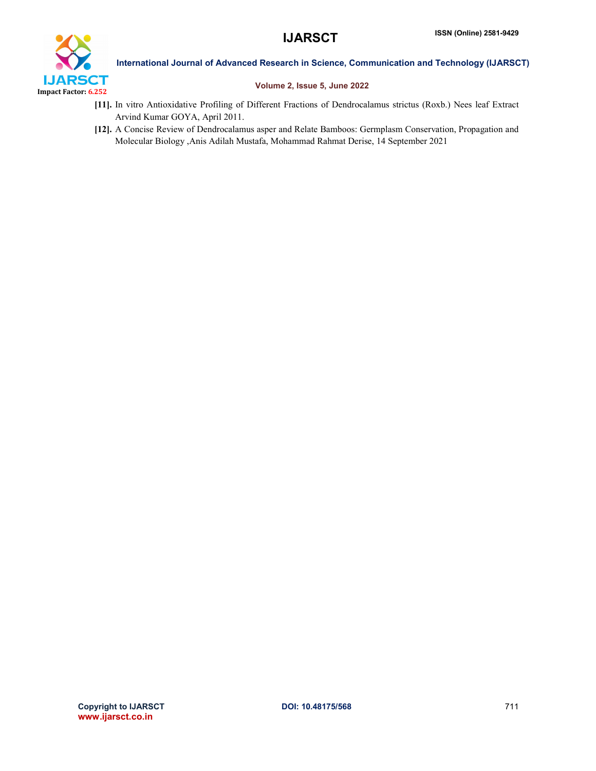**[11].** In vitro Antioxidative Profiling of Different Fractions of Dendrocalamus strictus (Roxb.) Nees leaf Extract Arvind Kumar GOYA, April 2011.

**[12].** A Concise Review of Dendrocalamus asper and Relate Bamboos: Germplasm Conservation, Propagation and Molecular Biology ,Anis Adilah Mustafa, Mohammad Rahmat Derise, 14 September 2021